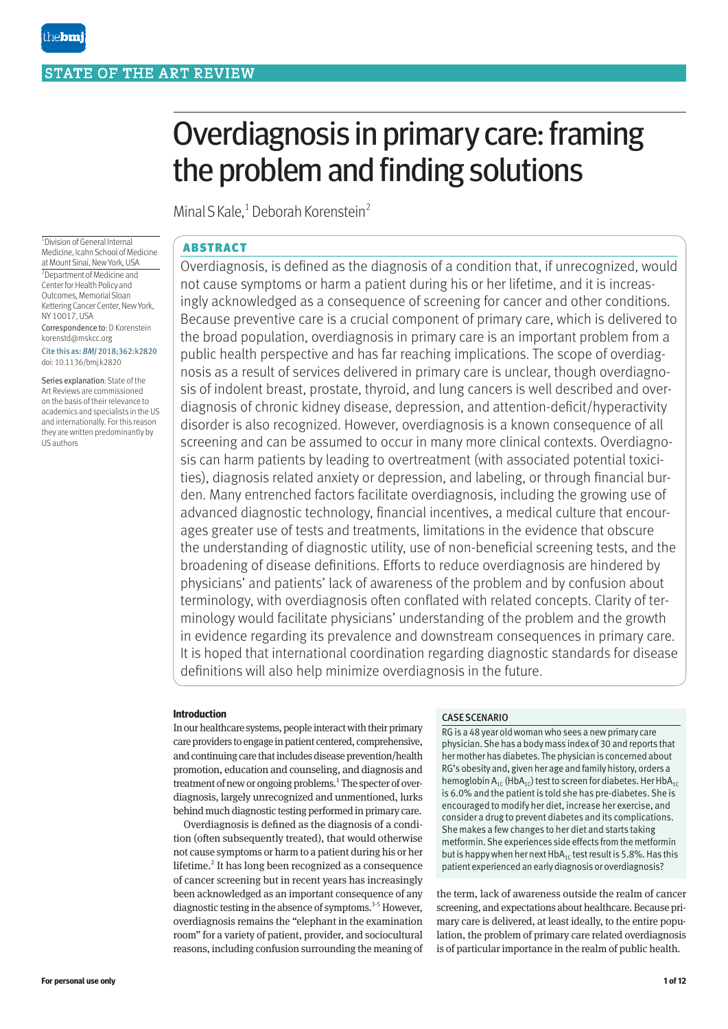STATE OF THE ART REVIEW

# Overdiagnosis in primary care: framing the problem and finding solutions

Minal S Kale,[1] Deborah Korenstein[2]

[1]Division of General Internal Medicine, Icahn School of Medicine at Mount Sinai, New York, USA

[2]Department of Medicine and Center for Health Policy and Outcomes, Memorial Sloan Kettering Cancer Center, New York, NY 10017, USA

Correspondence to: D Korenstein korenstd@mskcc.org

Cite this as: *BMJ* 2018;362:k2820

doi: 10.1136/bmj.k2820

Series explanation: State of the Art Reviews are commissioned on the basis of their relevance to academics and specialists in the US and internationally. For this reason they are written predominantly by US authors

## ABSTRACT

Overdiagnosis, is defined as the diagnosis of a condition that, if unrecognized, would not cause symptoms or harm a patient during his or her lifetime, and it is increasingly acknowledged as a consequence of screening for cancer and other conditions. Because preventive care is a crucial component of primary care, which is delivered to the broad population, overdiagnosis in primary care is an important problem from a public health perspective and has far reaching implications. The scope of overdiagnosis as a result of services delivered in primary care is unclear, though overdiagnosis of indolent breast, prostate, thyroid, and lung cancers is well described and overdiagnosis of chronic kidney disease, depression, and attention-deficit/hyperactivity disorder is also recognized. However, overdiagnosis is a known consequence of all screening and can be assumed to occur in many more clinical contexts. Overdiagnosis can harm patients by leading to overtreatment (with associated potential toxicities), diagnosis related anxiety or depression, and labeling, or through financial burden. Many entrenched factors facilitate overdiagnosis, including the growing use of advanced diagnostic technology, financial incentives, a medical culture that encourages greater use of tests and treatments, limitations in the evidence that obscure the understanding of diagnostic utility, use of non-beneficial screening tests, and the broadening of disease definitions. Efforts to reduce overdiagnosis are hindered by physicians' and patients' lack of awareness of the problem and by confusion about terminology, with overdiagnosis often conflated with related concepts. Clarity of terminology would facilitate physicians' understanding of the problem and the growth in evidence regarding its prevalence and downstream consequences in primary care. It is hoped that international coordination regarding diagnostic standards for disease definitions will also help minimize overdiagnosis in the future.

### Introduction

In our healthcare systems, people interact with their primary care providers to engage in patient centered, comprehensive, and continuing care that includes disease prevention/health promotion, education and counseling, and diagnosis and treatment of new or ongoing problems.[1] The specter of overdiagnosis, largely unrecognized and unmentioned, lurks behind much diagnostic testing performed in primary care.

Overdiagnosis is defined as the diagnosis of a condition (often subsequently treated), that would otherwise not cause symptoms or harm to a patient during his or her lifetime.[2] It has long been recognized as a consequence of cancer screening but in recent years has increasingly been acknowledged as an important consequence of any diagnostic testing in the absence of symptoms.[3-5] However, overdiagnosis remains the "elephant in the examination room" for a variety of patient, provider, and sociocultural reasons, including confusion surrounding the meaning of the term, lack of awareness outside the realm of cancer screening, and expectations about healthcare. Because primary care is delivered, at least ideally, to the entire population, the problem of primary care related overdiagnosis is of particular importance in the realm of public health.

> **CASE SCENARIO**
>
> RG is a 48 year old woman who sees a new primary care physician. She has a body mass index of 30 and reports that her mother has diabetes. The physician is concerned about RG's obesity and, given her age and family history, orders a hemoglobin $A_{1C}$ ($HbA_{1C}$) test to screen for diabetes. Her $HbA_{1C}$ is 6.0% and the patient is told she has pre-diabetes. She is encouraged to modify her diet, increase her exercise, and consider a drug to prevent diabetes and its complications. She makes a few changes to her diet and starts taking metformin. She experiences side effects from the metformin but is happy when her next $HbA_{1C}$ test result is 5.8%. Has this patient experienced an early diagnosis or overdiagnosis?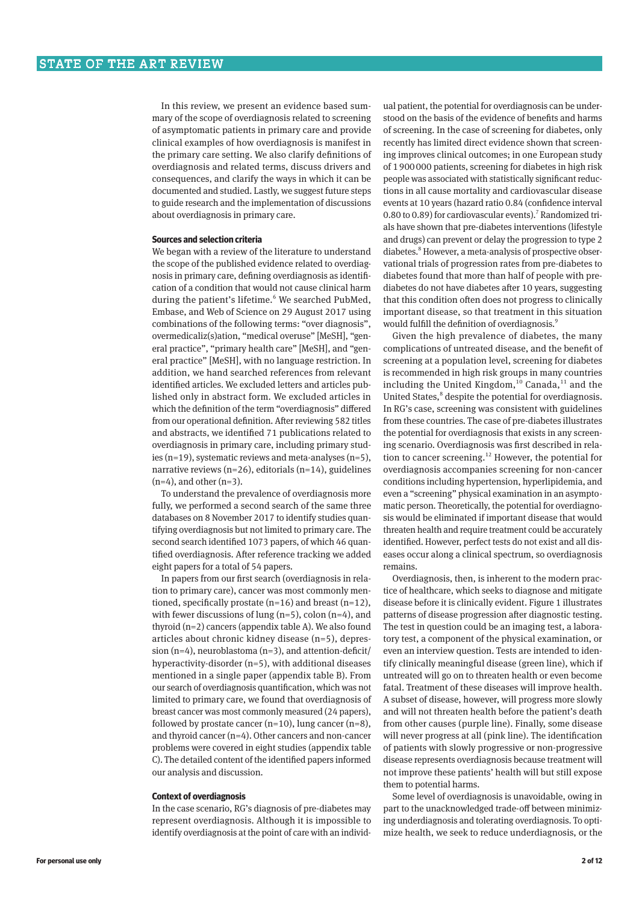In this review, we present an evidence based summary of the scope of overdiagnosis related to screening of asymptomatic patients in primary care and provide clinical examples of how overdiagnosis is manifest in the primary care setting. We also clarify definitions of overdiagnosis and related terms, discuss drivers and consequences, and clarify the ways in which it can be documented and studied. Lastly, we suggest future steps to guide research and the implementation of discussions about overdiagnosis in primary care.

### Sources and selection criteria

We began with a review of the literature to understand the scope of the published evidence related to overdiagnosis in primary care, defining overdiagnosis as identification of a condition that would not cause clinical harm during the patient's lifetime.[6] We searched PubMed, Embase, and Web of Science on 29 August 2017 using combinations of the following terms: "over diagnosis", overmedicaliz(s)ation, "medical overuse" [MeSH], "general practice", "primary health care" [MeSH], and "general practice" [MeSH], with no language restriction. In addition, we hand searched references from relevant identified articles. We excluded letters and articles published only in abstract form. We excluded articles in which the definition of the term "overdiagnosis" differed from our operational definition. After reviewing 582 titles and abstracts, we identified 71 publications related to overdiagnosis in primary care, including primary studies (n=19), systematic reviews and meta-analyses (n=5), narrative reviews (n=26), editorials (n=14), guidelines (n=4), and other (n=3).

To understand the prevalence of overdiagnosis more fully, we performed a second search of the same three databases on 8 November 2017 to identify studies quantifying overdiagnosis but not limited to primary care. The second search identified 1073 papers, of which 46 quantified overdiagnosis. After reference tracking we added eight papers for a total of 54 papers.

In papers from our first search (overdiagnosis in relation to primary care), cancer was most commonly mentioned, specifically prostate (n=16) and breast (n=12), with fewer discussions of lung (n=5), colon (n=4), and thyroid (n=2) cancers (appendix table A). We also found articles about chronic kidney disease (n=5), depression (n=4), neuroblastoma (n=3), and attention-deficit/hyperactivity-disorder (n=5), with additional diseases mentioned in a single paper (appendix table B). From our search of overdiagnosis quantification, which was not limited to primary care, we found that overdiagnosis of breast cancer was most commonly measured (24 papers), followed by prostate cancer (n=10), lung cancer (n=8), and thyroid cancer (n=4). Other cancers and non-cancer problems were covered in eight studies (appendix table C). The detailed content of the identified papers informed our analysis and discussion.

### Context of overdiagnosis

In the case scenario, RG's diagnosis of pre-diabetes may represent overdiagnosis. Although it is impossible to identify overdiagnosis at the point of care with an individual patient, the potential for overdiagnosis can be understood on the basis of the evidence of benefits and harms of screening. In the case of screening for diabetes, only recently has limited direct evidence shown that screening improves clinical outcomes; in one European study of 1 900 000 patients, screening for diabetes in high risk people was associated with statistically significant reductions in all cause mortality and cardiovascular disease events at 10 years (hazard ratio 0.84 (confidence interval 0.80 to 0.89) for cardiovascular events).[7] Randomized trials have shown that pre-diabetes interventions (lifestyle and drugs) can prevent or delay the progression to type 2 diabetes.[8] However, a meta-analysis of prospective observational trials of progression rates from pre-diabetes to diabetes found that more than half of people with pre-diabetes do not have diabetes after 10 years, suggesting that this condition often does not progress to clinically important disease, so that treatment in this situation would fulfill the definition of overdiagnosis.[9]

Given the high prevalence of diabetes, the many complications of untreated disease, and the benefit of screening at a population level, screening for diabetes is recommended in high risk groups in many countries including the United Kingdom,[10] Canada,[11] and the United States,[8] despite the potential for overdiagnosis. In RG's case, screening was consistent with guidelines from these countries. The case of pre-diabetes illustrates the potential for overdiagnosis that exists in any screening scenario. Overdiagnosis was first described in relation to cancer screening.[12] However, the potential for overdiagnosis accompanies screening for non-cancer conditions including hypertension, hyperlipidemia, and even a "screening" physical examination in an asymptomatic person. Theoretically, the potential for overdiagnosis would be eliminated if important disease that would threaten health and require treatment could be accurately identified. However, perfect tests do not exist and all diseases occur along a clinical spectrum, so overdiagnosis remains.

Overdiagnosis, then, is inherent to the modern practice of healthcare, which seeks to diagnose and mitigate disease before it is clinically evident. Figure 1 illustrates patterns of disease progression after diagnostic testing. The test in question could be an imaging test, a laboratory test, a component of the physical examination, or even an interview question. Tests are intended to identify clinically meaningful disease (green line), which if untreated will go on to threaten health or even become fatal. Treatment of these diseases will improve health. A subset of disease, however, will progress more slowly and will not threaten health before the patient's death from other causes (purple line). Finally, some disease will never progress at all (pink line). The identification of patients with slowly progressive or non-progressive disease represents overdiagnosis because treatment will not improve these patients' health will but still expose them to potential harms.

Some level of overdiagnosis is unavoidable, owing in part to the unacknowledged trade-off between minimizing underdiagnosis and tolerating overdiagnosis. To optimize health, we seek to reduce underdiagnosis, or the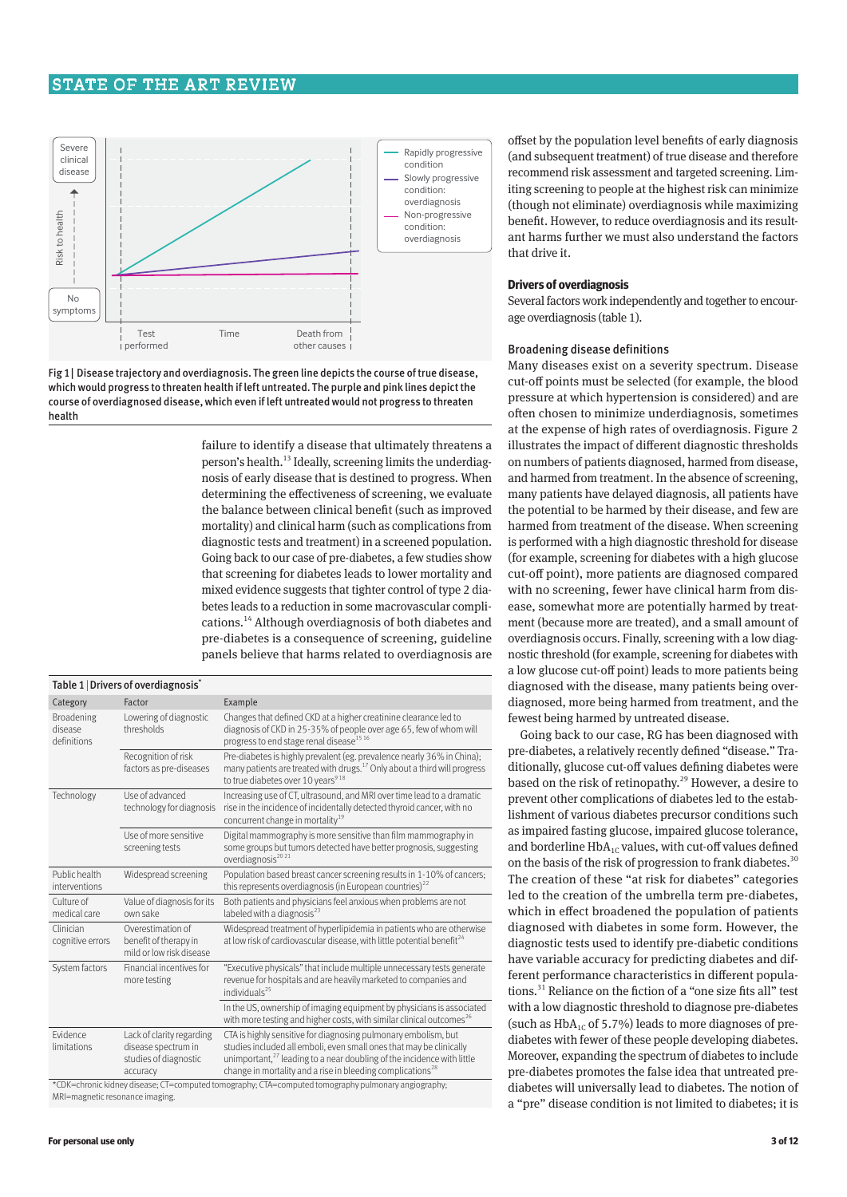Fig 1 | Disease trajectory and overdiagnosis. The green line depicts the course of true disease, which would progress to threaten health if left untreated. The purple and pink lines depict the course of overdiagnosed disease, which even if left untreated would not progress to threaten health

failure to identify a disease that ultimately threatens a person's health.[13] Ideally, screening limits the underdiagnosis of early disease that is destined to progress. When determining the effectiveness of screening, we evaluate the balance between clinical benefit (such as improved mortality) and clinical harm (such as complications from diagnostic tests and treatment) in a screened population. Going back to our case of pre-diabetes, a few studies show that screening for diabetes leads to lower mortality and mixed evidence suggests that tighter control of type 2 diabetes leads to a reduction in some macrovascular complications.[14] Although overdiagnosis of both diabetes and pre-diabetes is a consequence of screening, guideline panels believe that harms related to overdiagnosis are offset by the population level benefits of early diagnosis (and subsequent treatment) of true disease and therefore recommend risk assessment and targeted screening. Limiting screening to people at the highest risk can minimize (though not eliminate) overdiagnosis while maximizing benefit. However, to reduce overdiagnosis and its resultant harms further we must also understand the factors that drive it.

**Table 1 | Drivers of overdiagnosis***

| Category | Factor | Example |
|---|---|---|
| Broadening disease definitions | Lowering of diagnostic thresholds | Changes that defined CKD at a higher creatinine clearance led to diagnosis of CKD in 25-35% of people over age 65, few of whom will progress to end stage renal disease[15 16] |
| | Recognition of risk factors as pre-diseases | Pre-diabetes is highly prevalent (eg, prevalence nearly 36% in China); many patients are treated with drugs.[17] Only about a third will progress to true diabetes over 10 years[9 18] |
| Technology | Use of advanced technology for diagnosis | Increasing use of CT, ultrasound, and MRI over time lead to a dramatic rise in the incidence of incidentally detected thyroid cancer, with no concurrent change in mortality[19] |
| | Use of more sensitive screening tests | Digital mammography is more sensitive than film mammography in some groups but tumors detected have better prognosis, suggesting overdiagnosis[20 21] |
| Public health interventions | Widespread screening | Population based breast cancer screening results in 1-10% of cancers; this represents overdiagnosis (in European countries)[22] |
| Culture of medical care | Value of diagnosis for its own sake | Both patients and physicians feel anxious when problems are not labeled with a diagnosis[23] |
| Clinician cognitive errors | Overestimation of benefit of therapy in mild or low risk disease | Widespread treatment of hyperlipidemia in patients who are otherwise at low risk of cardiovascular disease, with little potential benefit[24] |
| System factors | Financial incentives for more testing | "Executive physicals" that include multiple unnecessary tests generate revenue for hospitals and are heavily marketed to companies and individuals[25] |
| | | In the US, ownership of imaging equipment by physicians is associated with more testing and higher costs, with similar clinical outcomes[26] |
| Evidence limitations | Lack of clarity regarding disease spectrum in studies of diagnostic accuracy | CTA is highly sensitive for diagnosing pulmonary embolism, but studies included all emboli, even small ones that may be clinically unimportant,[27] leading to a near doubling of the incidence with little change in mortality and a rise in bleeding complications[28] |

*CDK=chronic kidney disease; CT=computed tomography; CTA=computed tomography pulmonary angiography; MRI=magnetic resonance imaging.

### Drivers of overdiagnosis

Several factors work independently and together to encourage overdiagnosis (table 1).

#### Broadening disease definitions

Many diseases exist on a severity spectrum. Disease cut-off points must be selected (for example, the blood pressure at which hypertension is considered) and are often chosen to minimize underdiagnosis, sometimes at the expense of high rates of overdiagnosis. Figure 2 illustrates the impact of different diagnostic thresholds on numbers of patients diagnosed, harmed from disease, and harmed from treatment. In the absence of screening, many patients have delayed diagnosis, all patients have the potential to be harmed by their disease, and few are harmed from treatment of the disease. When screening is performed with a high diagnostic threshold for disease (for example, screening for diabetes with a high glucose cut-off point), more patients are diagnosed compared with no screening, fewer have clinical harm from disease, somewhat more are potentially harmed by treatment (because more are treated), and a small amount of overdiagnosis occurs. Finally, screening with a low diagnostic threshold (for example, screening for diabetes with a low glucose cut-off point) leads to more patients being diagnosed with the disease, many patients being overdiagnosed, more being harmed from treatment, and the fewest being harmed by untreated disease.

Going back to our case, RG has been diagnosed with pre-diabetes, a relatively recently defined "disease." Traditionally, glucose cut-off values defining diabetes were based on the risk of retinopathy.[29] However, a desire to prevent other complications of diabetes led to the establishment of various diabetes precursor conditions such as impaired fasting glucose, impaired glucose tolerance, and borderline $HbA_{1C}$ values, with cut-off values defined on the basis of the risk of progression to frank diabetes.[30] The creation of these "at risk for diabetes" categories led to the creation of the umbrella term pre-diabetes, which in effect broadened the population of patients diagnosed with diabetes in some form. However, the diagnostic tests used to identify pre-diabetic conditions have variable accuracy for predicting diabetes and different performance characteristics in different populations.[31] Reliance on the fiction of a "one size fits all" test with a low diagnostic threshold to diagnose pre-diabetes (such as $HbA_{1C}$ of 5.7%) leads to more diagnoses of pre-diabetes with fewer of these people developing diabetes. Moreover, expanding the spectrum of diabetes to include pre-diabetes promotes the false idea that untreated pre-diabetes will universally lead to diabetes. The notion of a "pre" disease condition is not limited to diabetes; it is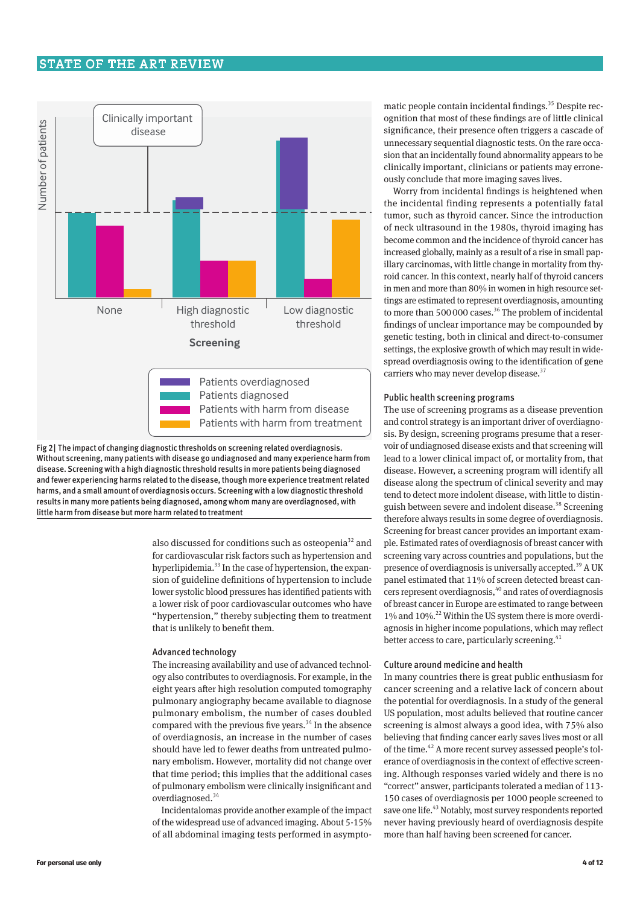Fig 2 | The impact of changing diagnostic thresholds on screening related overdiagnosis. Without screening, many patients with disease go undiagnosed and many experience harm from disease. Screening with a high diagnostic threshold results in more patients being diagnosed and fewer experiencing harms related to the disease, though more experience treatment related harms, and a small amount of overdiagnosis occurs. Screening with a low diagnostic threshold results in many more patients being diagnosed, among whom many are overdiagnosed, with little harm from disease but more harm related to treatment

also discussed for conditions such as osteopenia[32] and for cardiovascular risk factors such as hypertension and hyperlipidemia.[33] In the case of hypertension, the expansion of guideline definitions of hypertension to include lower systolic blood pressures has identified patients with a lower risk of poor cardiovascular outcomes who have "hypertension," thereby subjecting them to treatment that is unlikely to benefit them.

### Advanced technology

The increasing availability and use of advanced technology also contributes to overdiagnosis. For example, in the eight years after high resolution computed tomography pulmonary angiography became available to diagnose pulmonary embolism, the number of cases doubled compared with the previous five years.[34] In the absence of overdiagnosis, an increase in the number of cases should have led to fewer deaths from untreated pulmonary embolism. However, mortality did not change over that time period; this implies that the additional cases of pulmonary embolism were clinically insignificant and overdiagnosed.[34]

Incidentalomas provide another example of the impact of the widespread use of advanced imaging. About 5-15% of all abdominal imaging tests performed in asymptomatic people contain incidental findings.[35] Despite recognition that most of these findings are of little clinical significance, their presence often triggers a cascade of unnecessary sequential diagnostic tests. On the rare occasion that an incidentally found abnormality appears to be clinically important, clinicians or patients may erroneously conclude that more imaging saves lives.

Worry from incidental findings is heightened when the incidental finding represents a potentially fatal tumor, such as thyroid cancer. Since the introduction of neck ultrasound in the 1980s, thyroid imaging has become common and the incidence of thyroid cancer has increased globally, mainly as a result of a rise in small papillary carcinomas, with little change in mortality from thyroid cancer. In this context, nearly half of thyroid cancers in men and more than 80% in women in high resource settings are estimated to represent overdiagnosis, amounting to more than 500 000 cases.[36] The problem of incidental findings of unclear importance may be compounded by genetic testing, both in clinical and direct-to-consumer settings, the explosive growth of which may result in widespread overdiagnosis owing to the identification of gene carriers who may never develop disease.[37]

### Public health screening programs

The use of screening programs as a disease prevention and control strategy is an important driver of overdiagnosis. By design, screening programs presume that a reservoir of undiagnosed disease exists and that screening will lead to a lower clinical impact of, or mortality from, that disease. However, a screening program will identify all disease along the spectrum of clinical severity and may tend to detect more indolent disease, with little to distinguish between severe and indolent disease.[38] Screening therefore always results in some degree of overdiagnosis. Screening for breast cancer provides an important example. Estimated rates of overdiagnosis of breast cancer with screening vary across countries and populations, but the presence of overdiagnosis is universally accepted.[39] A UK panel estimated that 11% of screen detected breast cancers represent overdiagnosis,[40] and rates of overdiagnosis of breast cancer in Europe are estimated to range between 1% and 10%.[22] Within the US system there is more overdiagnosis in higher income populations, which may reflect better access to care, particularly screening.[41]

### Culture around medicine and health

In many countries there is great public enthusiasm for cancer screening and a relative lack of concern about the potential for overdiagnosis. In a study of the general US population, most adults believed that routine cancer screening is almost always a good idea, with 75% also believing that finding cancer early saves lives most or all of the time.[42] A more recent survey assessed people's tolerance of overdiagnosis in the context of effective screening. Although responses varied widely and there is no "correct" answer, participants tolerated a median of 113-150 cases of overdiagnosis per 1000 people screened to save one life.[43] Notably, most survey respondents reported never having previously heard of overdiagnosis despite more than half having been screened for cancer.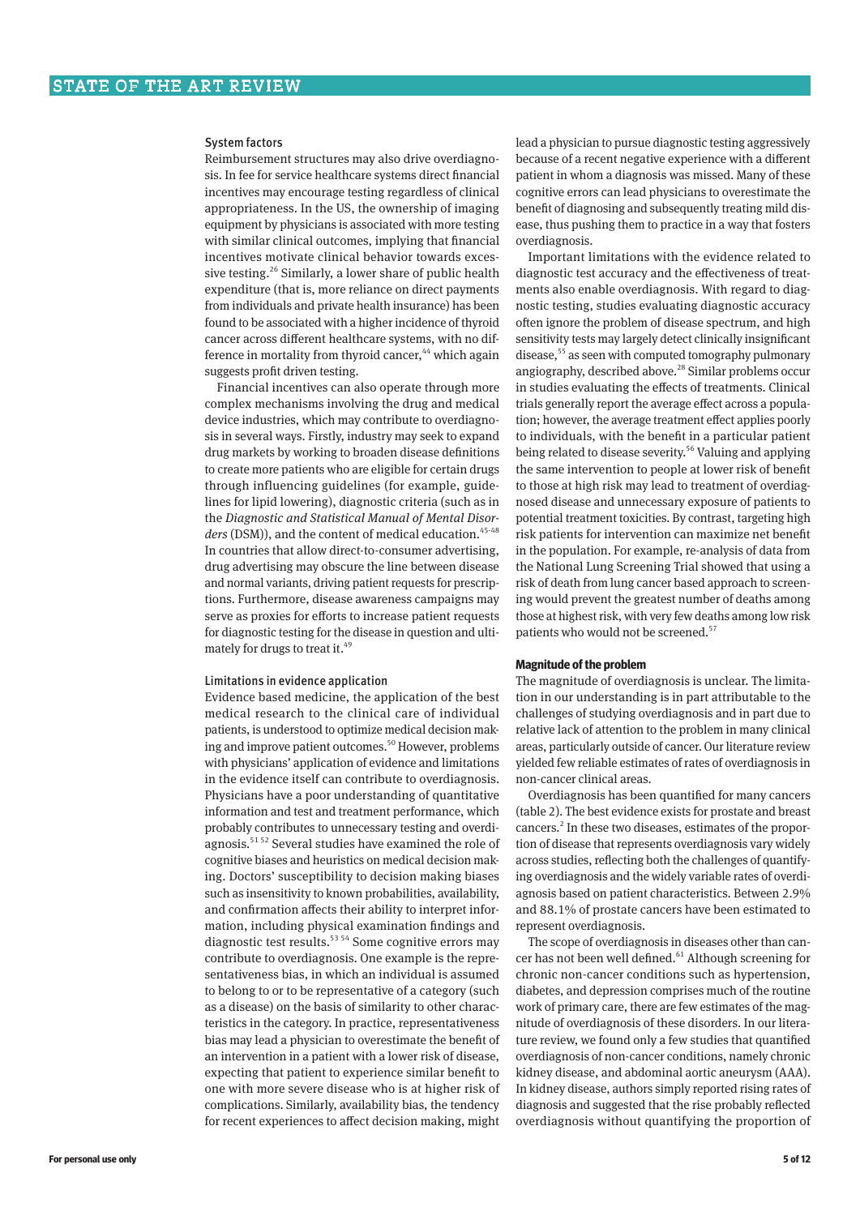### System factors

Reimbursement structures may also drive overdiagnosis. In fee for service healthcare systems direct financial incentives may encourage testing regardless of clinical appropriateness. In the US, the ownership of imaging equipment by physicians is associated with more testing with similar clinical outcomes, implying that financial incentives motivate clinical behavior towards excessive testing.[26] Similarly, a lower share of public health expenditure (that is, more reliance on direct payments from individuals and private health insurance) has been found to be associated with a higher incidence of thyroid cancer across different healthcare systems, with no difference in mortality from thyroid cancer,[44] which again suggests profit driven testing.

Financial incentives can also operate through more complex mechanisms involving the drug and medical device industries, which may contribute to overdiagnosis in several ways. Firstly, industry may seek to expand drug markets by working to broaden disease definitions to create more patients who are eligible for certain drugs through influencing guidelines (for example, guidelines for lipid lowering), diagnostic criteria (such as in the *Diagnostic and Statistical Manual of Mental Disorders* (DSM)), and the content of medical education.[45-48] In countries that allow direct-to-consumer advertising, drug advertising may obscure the line between disease and normal variants, driving patient requests for prescriptions. Furthermore, disease awareness campaigns may serve as proxies for efforts to increase patient requests for diagnostic testing for the disease in question and ultimately for drugs to treat it.[49]

### Limitations in evidence application

Evidence based medicine, the application of the best medical research to the clinical care of individual patients, is understood to optimize medical decision making and improve patient outcomes.[50] However, problems with physicians' application of evidence and limitations in the evidence itself can contribute to overdiagnosis. Physicians have a poor understanding of quantitative information and test and treatment performance, which probably contributes to unnecessary testing and overdiagnosis.[51 52] Several studies have examined the role of cognitive biases and heuristics on medical decision making. Doctors' susceptibility to decision making biases such as insensitivity to known probabilities, availability, and confirmation affects their ability to interpret information, including physical examination findings and diagnostic test results.[53 54] Some cognitive errors may contribute to overdiagnosis. One example is the representativeness bias, in which an individual is assumed to belong to or to be representative of a category (such as a disease) on the basis of similarity to other characteristics in the category. In practice, representativeness bias may lead a physician to overestimate the benefit of an intervention in a patient with a lower risk of disease, expecting that patient to experience similar benefit to one with more severe disease who is at higher risk of complications. Similarly, availability bias, the tendency for recent experiences to affect decision making, might lead a physician to pursue diagnostic testing aggressively because of a recent negative experience with a different patient in whom a diagnosis was missed. Many of these cognitive errors can lead physicians to overestimate the benefit of diagnosing and subsequently treating mild disease, thus pushing them to practice in a way that fosters overdiagnosis.

Important limitations with the evidence related to diagnostic test accuracy and the effectiveness of treatments also enable overdiagnosis. With regard to diagnostic testing, studies evaluating diagnostic accuracy often ignore the problem of disease spectrum, and high sensitivity tests may largely detect clinically insignificant disease,[55] as seen with computed tomography pulmonary angiography, described above.[28] Similar problems occur in studies evaluating the effects of treatments. Clinical trials generally report the average effect across a population; however, the average treatment effect applies poorly to individuals, with the benefit in a particular patient being related to disease severity.[56] Valuing and applying the same intervention to people at lower risk of benefit to those at high risk may lead to treatment of overdiagnosed disease and unnecessary exposure of patients to potential treatment toxicities. By contrast, targeting high risk patients for intervention can maximize net benefit in the population. For example, re-analysis of data from the National Lung Screening Trial showed that using a risk of death from lung cancer based approach to screening would prevent the greatest number of deaths among those at highest risk, with very few deaths among low risk patients who would not be screened.[57]

## Magnitude of the problem

The magnitude of overdiagnosis is unclear. The limitation in our understanding is in part attributable to the challenges of studying overdiagnosis and in part due to relative lack of attention to the problem in many clinical areas, particularly outside of cancer. Our literature review yielded few reliable estimates of rates of overdiagnosis in non-cancer clinical areas.

Overdiagnosis has been quantified for many cancers (table 2). The best evidence exists for prostate and breast cancers.[2] In these two diseases, estimates of the proportion of disease that represents overdiagnosis vary widely across studies, reflecting both the challenges of quantifying overdiagnosis and the widely variable rates of overdiagnosis based on patient characteristics. Between 2.9% and 88.1% of prostate cancers have been estimated to represent overdiagnosis.

The scope of overdiagnosis in diseases other than cancer has not been well defined.[61] Although screening for chronic non-cancer conditions such as hypertension, diabetes, and depression comprises much of the routine work of primary care, there are few estimates of the magnitude of overdiagnosis of these disorders. In our literature review, we found only a few studies that quantified overdiagnosis of non-cancer conditions, namely chronic kidney disease, and abdominal aortic aneurysm (AAA). In kidney disease, authors simply reported rising rates of diagnosis and suggested that the rise probably reflected overdiagnosis without quantifying the proportion of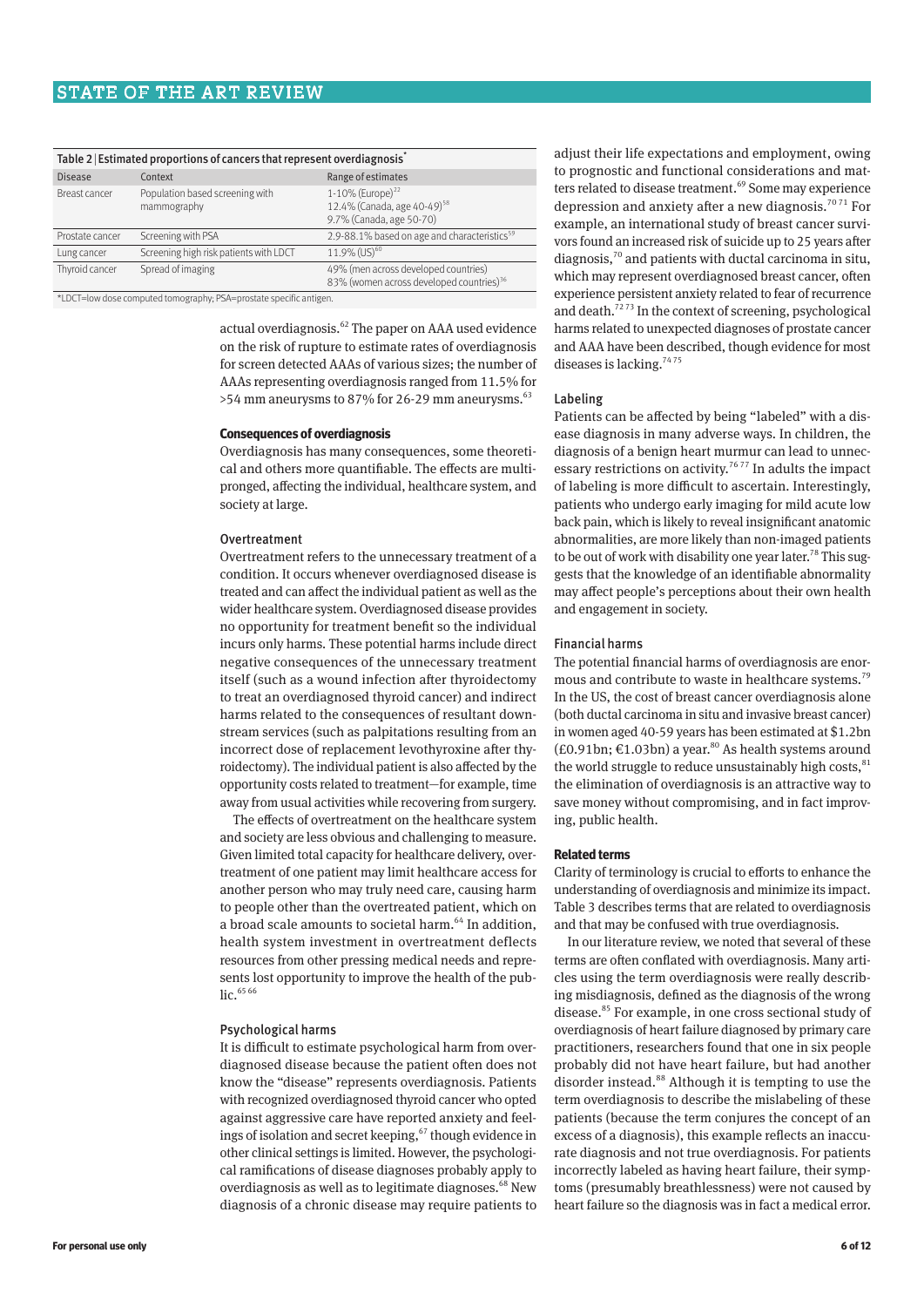Table 2 | Estimated proportions of cancers that represent overdiagnosis*

| Disease | Context | Range of estimates |
|---|---|---|
| Breast cancer | Population based screening with mammography | 1-10% (Europe)[22]<br>12.4% (Canada, age 40-49)[58]<br>9.7% (Canada, age 50-70) |
| Prostate cancer | Screening with PSA | 2.9-88.1% based on age and characteristics[59] |
| Lung cancer | Screening high risk patients with LDCT | 11.9% (US)[60] |
| Thyroid cancer | Spread of imaging | 49% (men across developed countries)<br>83% (women across developed countries)[36] |

*LDCT=low dose computed tomography; PSA=prostate specific antigen.

actual overdiagnosis.[62] The paper on AAA used evidence on the risk of rupture to estimate rates of overdiagnosis for screen detected AAAs of various sizes; the number of AAAs representing overdiagnosis ranged from 11.5% for >54 mm aneurysms to 87% for 26-29 mm aneurysms.[63]

### Consequences of overdiagnosis

Overdiagnosis has many consequences, some theoretical and others more quantifiable. The effects are multipronged, affecting the individual, healthcare system, and society at large.

#### Overtreatment

Overtreatment refers to the unnecessary treatment of a condition. It occurs whenever overdiagnosed disease is treated and can affect the individual patient as well as the wider healthcare system. Overdiagnosed disease provides no opportunity for treatment benefit so the individual incurs only harms. These potential harms include direct negative consequences of the unnecessary treatment itself (such as a wound infection after thyroidectomy to treat an overdiagnosed thyroid cancer) and indirect harms related to the consequences of resultant downstream services (such as palpitations resulting from an incorrect dose of replacement levothyroxine after thyroidectomy). The individual patient is also affected by the opportunity costs related to treatment—for example, time away from usual activities while recovering from surgery.

The effects of overtreatment on the healthcare system and society are less obvious and challenging to measure. Given limited total capacity for healthcare delivery, overtreatment of one patient may limit healthcare access for another person who may truly need care, causing harm to people other than the overtreated patient, which on a broad scale amounts to societal harm.[64] In addition, health system investment in overtreatment deflects resources from other pressing medical needs and represents lost opportunity to improve the health of the public.[65,66]

#### Psychological harms

It is difficult to estimate psychological harm from overdiagnosed disease because the patient often does not know the "disease" represents overdiagnosis. Patients with recognized overdiagnosed thyroid cancer who opted against aggressive care have reported anxiety and feelings of isolation and secret keeping,[67] though evidence in other clinical settings is limited. However, the psychological ramifications of disease diagnoses probably apply to overdiagnosis as well as to legitimate diagnoses.[68] New diagnosis of a chronic disease may require patients to adjust their life expectations and employment, owing to prognostic and functional considerations and matters related to disease treatment.[69] Some may experience depression and anxiety after a new diagnosis.[70,71] For example, an international study of breast cancer survivors found an increased risk of suicide up to 25 years after diagnosis,[70] and patients with ductal carcinoma in situ, which may represent overdiagnosed breast cancer, often experience persistent anxiety related to fear of recurrence and death.[72,73] In the context of screening, psychological harms related to unexpected diagnoses of prostate cancer and AAA have been described, though evidence for most diseases is lacking.[74,75]

#### Labeling

Patients can be affected by being "labeled" with a disease diagnosis in many adverse ways. In children, the diagnosis of a benign heart murmur can lead to unnecessary restrictions on activity.[76,77] In adults the impact of labeling is more difficult to ascertain. Interestingly, patients who undergo early imaging for mild acute low back pain, which is likely to reveal insignificant anatomic abnormalities, are more likely than non-imaged patients to be out of work with disability one year later.[78] This suggests that the knowledge of an identifiable abnormality may affect people's perceptions about their own health and engagement in society.

#### Financial harms

The potential financial harms of overdiagnosis are enormous and contribute to waste in healthcare systems.[79] In the US, the cost of breast cancer overdiagnosis alone (both ductal carcinoma in situ and invasive breast cancer) in women aged 40-59 years has been estimated at $1.2bn (£0.91bn; €1.03bn) a year.[80] As health systems around the world struggle to reduce unsustainably high costs,[81] the elimination of overdiagnosis is an attractive way to save money without compromising, and in fact improving, public health.

### Related terms

Clarity of terminology is crucial to efforts to enhance the understanding of overdiagnosis and minimize its impact. Table 3 describes terms that are related to overdiagnosis and that may be confused with true overdiagnosis.

In our literature review, we noted that several of these terms are often conflated with overdiagnosis. Many articles using the term overdiagnosis were really describing misdiagnosis, defined as the diagnosis of the wrong disease.[85] For example, in one cross sectional study of overdiagnosis of heart failure diagnosed by primary care practitioners, researchers found that one in six people probably did not have heart failure, but had another disorder instead.[88] Although it is tempting to use the term overdiagnosis to describe the mislabeling of these patients (because the term conjures the concept of an excess of a diagnosis), this example reflects an inaccurate diagnosis and not true overdiagnosis. For patients incorrectly labeled as having heart failure, their symptoms (presumably breathlessness) were not caused by heart failure so the diagnosis was in fact a medical error.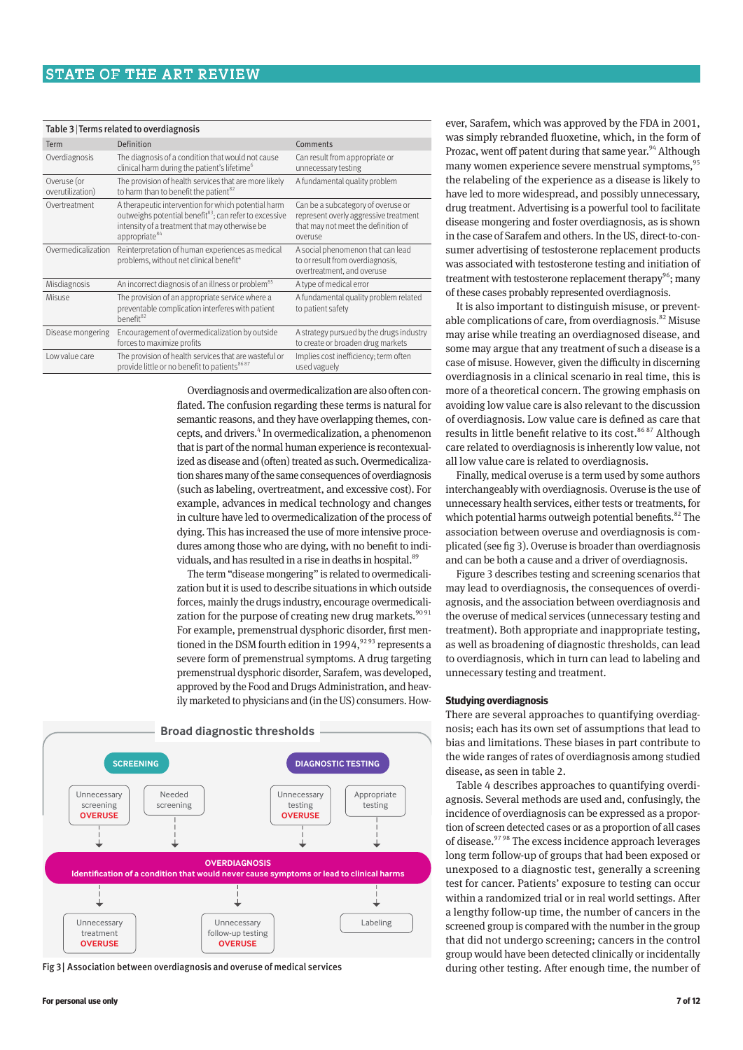**Table 3 | Terms related to overdiagnosis**

| Term | Definition | Comments |
|---|---|---|
| Overdiagnosis | The diagnosis of a condition that would not cause clinical harm during the patient's lifetime[6] | Can result from appropriate or unnecessary testing |
| Overuse (or overutilization) | The provision of health services that are more likely to harm than to benefit the patient[82] | A fundamental quality problem |
| Overtreatment | A therapeutic intervention for which potential harm outweighs potential benefit[83]; can refer to excessive intensity of a treatment that may otherwise be appropriate[84] | Can be a subcategory of overuse or represent overly aggressive treatment that may not meet the definition of overuse |
| Overmedicalization | Reinterpretation of human experiences as medical problems, without net clinical benefit[4] | A social phenomenon that can lead to or result from overdiagnosis, overtreatment, and overuse |
| Misdiagnosis | An incorrect diagnosis of an illness or problem[85] | A type of medical error |
| Misuse | The provision of an appropriate service where a preventable complication interferes with patient benefit[82] | A fundamental quality problem related to patient safety |
| Disease mongering | Encouragement of overmedicalization by outside forces to maximize profits | A strategy pursued by the drugs industry to create or broaden drug markets |
| Low value care | The provision of health services that are wasteful or provide little or no benefit to patients[86 87] | Implies cost inefficiency; term often used vaguely |

Overdiagnosis and overmedicalization are also often conflated. The confusion regarding these terms is natural for semantic reasons, and they have overlapping themes, concepts, and drivers.[4] In overmedicalization, a phenomenon that is part of the normal human experience is recontextualized as disease and (often) treated as such. Overmedicalization shares many of the same consequences of overdiagnosis (such as labeling, overtreatment, and excessive cost). For example, advances in medical technology and changes in culture have led to overmedicalization of the process of dying. This has increased the use of more intensive procedures among those who are dying, with no benefit to individuals, and has resulted in a rise in deaths in hospital.[89]

The term "disease mongering" is related to overmedicalization but it is used to describe situations in which outside forces, mainly the drugs industry, encourage overmedicalization for the purpose of creating new drug markets.[90 91] For example, premenstrual dysphoric disorder, first mentioned in the DSM fourth edition in 1994,[92 93] represents a severe form of premenstrual symptoms. A drug targeting premenstrual dysphoric disorder, Sarafem, was developed, approved by the Food and Drugs Administration, and heavily marketed to physicians and (in the US) consumers. However, Sarafem, which was approved by the FDA in 2001, was simply rebranded fluoxetine, which, in the form of Prozac, went off patent during that same year.[94] Although many women experience severe menstrual symptoms,[95] the relabeling of the experience as a disease is likely to have led to more widespread, and possibly unnecessary, drug treatment. Advertising is a powerful tool to facilitate disease mongering and foster overdiagnosis, as is shown in the case of Sarafem and others. In the US, direct-to-consumer advertising of testosterone replacement products was associated with testosterone testing and initiation of treatment with testosterone replacement therapy[96]; many of these cases probably represented overdiagnosis.

It is also important to distinguish misuse, or preventable complications of care, from overdiagnosis.[82] Misuse may arise while treating an overdiagnosed disease, and some may argue that any treatment of such a disease is a case of misuse. However, given the difficulty in discerning overdiagnosis in a clinical scenario in real time, this is more of a theoretical concern. The growing emphasis on avoiding low value care is also relevant to the discussion of overdiagnosis. Low value care is defined as care that results in little benefit relative to its cost.[86 87] Although care related to overdiagnosis is inherently low value, not all low value care is related to overdiagnosis.

Finally, medical overuse is a term used by some authors interchangeably with overdiagnosis. Overuse is the use of unnecessary health services, either tests or treatments, for which potential harms outweigh potential benefits.[82] The association between overuse and overdiagnosis is complicated (see fig 3). Overuse is broader than overdiagnosis and can be both a cause and a driver of overdiagnosis.

Figure 3 describes testing and screening scenarios that may lead to overdiagnosis, the consequences of overdiagnosis, and the association between overdiagnosis and the overuse of medical services (unnecessary testing and treatment). Both appropriate and inappropriate testing, as well as broadening of diagnostic thresholds, can lead to overdiagnosis, which in turn can lead to labeling and unnecessary testing and treatment.

Broad diagnostic thresholds

SCREENING: Unnecessary screening OVERUSE; Needed screening

DIAGNOSTIC TESTING: Unnecessary testing OVERUSE; Appropriate testing

OVERDIAGNOSIS — Identification of a condition that would never cause symptoms or lead to clinical harms

Unnecessary treatment OVERUSE; Unnecessary follow-up testing OVERUSE; Labeling

Fig 3 | Association between overdiagnosis and overuse of medical services

## Studying overdiagnosis

There are several approaches to quantifying overdiagnosis; each has its own set of assumptions that lead to bias and limitations. These biases in part contribute to the wide ranges of rates of overdiagnosis among studied disease, as seen in table 2.

Table 4 describes approaches to quantifying overdiagnosis. Several methods are used and, confusingly, the incidence of overdiagnosis can be expressed as a proportion of screen detected cases or as a proportion of all cases of disease.[97 98] The excess incidence approach leverages long term follow-up of groups that had been exposed or unexposed to a diagnostic test, generally a screening test for cancer. Patients' exposure to testing can occur within a randomized trial or in real world settings. After a lengthy follow-up time, the number of cancers in the screened group is compared with the number in the group that did not undergo screening; cancers in the control group would have been detected clinically or incidentally during other testing. After enough time, the number of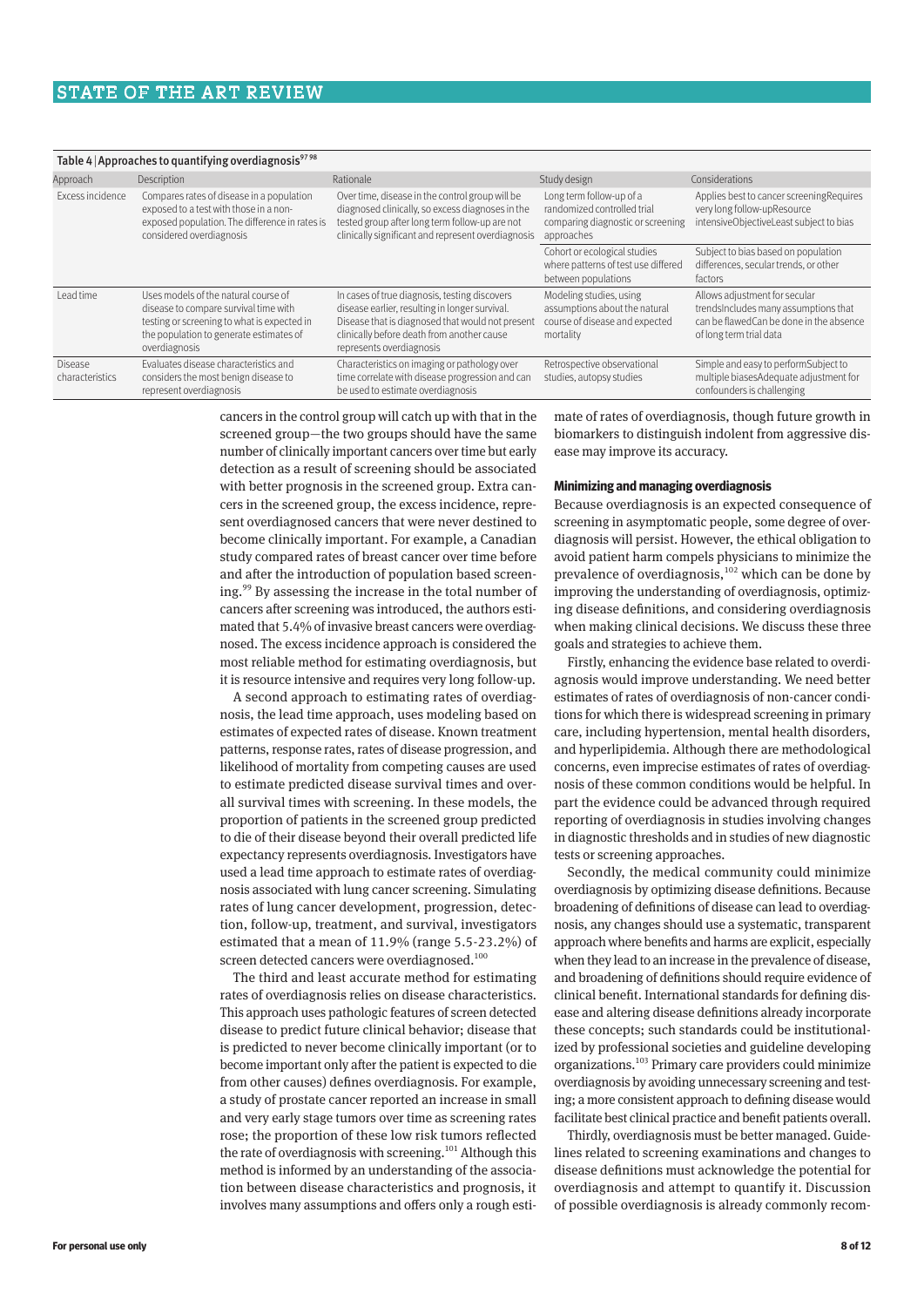Table 4 | Approaches to quantifying overdiagnosis[97 98]

| Approach | Description | Rationale | Study design | Considerations |
|---|---|---|---|---|
| Excess incidence | Compares rates of disease in a population exposed to a test with those in a non-exposed population. The difference in rates is considered overdiagnosis | Over time, disease in the control group will be diagnosed clinically, so excess diagnoses in the tested group after long term follow-up are not clinically significant and represent overdiagnosis | Long term follow-up of a randomized controlled trial comparing diagnostic or screening approaches | Applies best to cancer screeningRequires very long follow-upResource intensiveObjectiveLeast subject to bias |
| | | | Cohort or ecological studies where patterns of test use differed between populations | Subject to bias based on population differences, secular trends, or other factors |
| Lead time | Uses models of the natural course of disease to compare survival time with testing or screening to what is expected in the population to generate estimates of overdiagnosis | In cases of true diagnosis, testing discovers disease earlier, resulting in longer survival. Disease that is diagnosed that would not present clinically before death from another cause represents overdiagnosis | Modeling studies, using assumptions about the natural course of disease and expected mortality | Allows adjustment for secular trendsIncludes many assumptions that can be flawedCan be done in the absence of long term trial data |
| Disease characteristics | Evaluates disease characteristics and considers the most benign disease to represent overdiagnosis | Characteristics on imaging or pathology over time correlate with disease progression and can be used to estimate overdiagnosis | Retrospective observational studies, autopsy studies | Simple and easy to performSubject to multiple biasesAdequate adjustment for confounders is challenging |

cancers in the control group will catch up with that in the screened group—the two groups should have the same number of clinically important cancers over time but early detection as a result of screening should be associated with better prognosis in the screened group. Extra cancers in the screened group, the excess incidence, represent overdiagnosed cancers that were never destined to become clinically important. For example, a Canadian study compared rates of breast cancer over time before and after the introduction of population based screening.[99] By assessing the increase in the total number of cancers after screening was introduced, the authors estimated that 5.4% of invasive breast cancers were overdiagnosed. The excess incidence approach is considered the most reliable method for estimating overdiagnosis, but it is resource intensive and requires very long follow-up.

A second approach to estimating rates of overdiagnosis, the lead time approach, uses modeling based on estimates of expected rates of disease. Known treatment patterns, response rates, rates of disease progression, and likelihood of mortality from competing causes are used to estimate predicted disease survival times and overall survival times with screening. In these models, the proportion of patients in the screened group predicted to die of their disease beyond their overall predicted life expectancy represents overdiagnosis. Investigators have used a lead time approach to estimate rates of overdiagnosis associated with lung cancer screening. Simulating rates of lung cancer development, progression, detection, follow-up, treatment, and survival, investigators estimated that a mean of 11.9% (range 5.5-23.2%) of screen detected cancers were overdiagnosed.[100]

The third and least accurate method for estimating rates of overdiagnosis relies on disease characteristics. This approach uses pathologic features of screen detected disease to predict future clinical behavior; disease that is predicted to never become clinically important (or to become important only after the patient is expected to die from other causes) defines overdiagnosis. For example, a study of prostate cancer reported an increase in small and very early stage tumors over time as screening rates rose; the proportion of these low risk tumors reflected the rate of overdiagnosis with screening.[101] Although this method is informed by an understanding of the association between disease characteristics and prognosis, it involves many assumptions and offers only a rough estimate of rates of overdiagnosis, though future growth in biomarkers to distinguish indolent from aggressive disease may improve its accuracy.

### Minimizing and managing overdiagnosis

Because overdiagnosis is an expected consequence of screening in asymptomatic people, some degree of overdiagnosis will persist. However, the ethical obligation to avoid patient harm compels physicians to minimize the prevalence of overdiagnosis,[102] which can be done by improving the understanding of overdiagnosis, optimizing disease definitions, and considering overdiagnosis when making clinical decisions. We discuss these three goals and strategies to achieve them.

Firstly, enhancing the evidence base related to overdiagnosis would improve understanding. We need better estimates of rates of overdiagnosis of non-cancer conditions for which there is widespread screening in primary care, including hypertension, mental health disorders, and hyperlipidemia. Although there are methodological concerns, even imprecise estimates of rates of overdiagnosis of these common conditions would be helpful. In part the evidence could be advanced through required reporting of overdiagnosis in studies involving changes in diagnostic thresholds and in studies of new diagnostic tests or screening approaches.

Secondly, the medical community could minimize overdiagnosis by optimizing disease definitions. Because broadening of definitions of disease can lead to overdiagnosis, any changes should use a systematic, transparent approach where benefits and harms are explicit, especially when they lead to an increase in the prevalence of disease, and broadening of definitions should require evidence of clinical benefit. International standards for defining disease and altering disease definitions already incorporate these concepts; such standards could be institutionalized by professional societies and guideline developing organizations.[103] Primary care providers could minimize overdiagnosis by avoiding unnecessary screening and testing; a more consistent approach to defining disease would facilitate best clinical practice and benefit patients overall.

Thirdly, overdiagnosis must be better managed. Guidelines related to screening examinations and changes to disease definitions must acknowledge the potential for overdiagnosis and attempt to quantify it. Discussion of possible overdiagnosis is already commonly recom-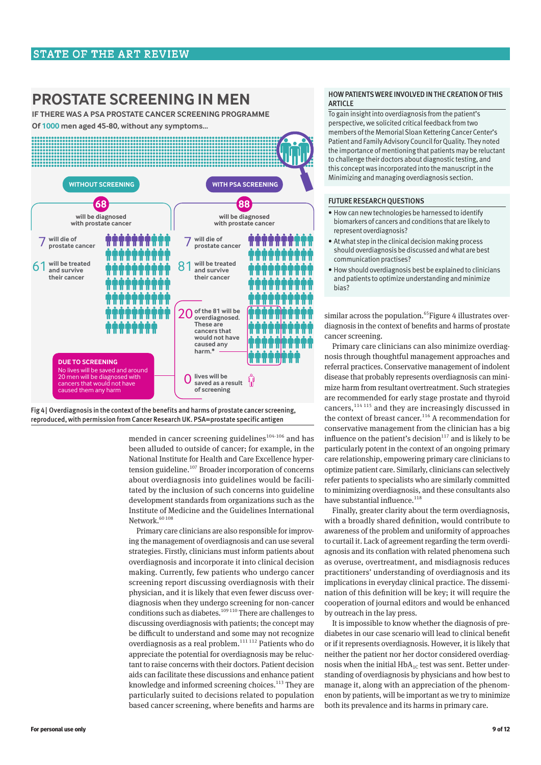# PROSTATE SCREENING IN MEN

**IF THERE WAS A PSA PROSTATE CANCER SCREENING PROGRAMME**

**Of 1000 men aged 45-80, without any symptoms...**

**WITHOUT SCREENING**

**68** will be diagnosed with prostate cancer

**7** will die of prostate cancer

**61** will be treated and survive their cancer

**DUE TO SCREENING**
No lives will be saved and around 20 men will be diagnosed with cancers that would not have caused them any harm

**WITH PSA SCREENING**

**88** will be diagnosed with prostate cancer

**7** will die of prostate cancer

**81** will be treated and survive their cancer

**20** of the 81 will be overdiagnosed. These are cancers that would not have caused any harm.*

**0** lives will be saved as a result of screening

Fig 4 | Overdiagnosis in the context of the benefits and harms of prostate cancer screening, reproduced, with permission from Cancer Research UK. PSA=prostate specific antigen

mended in cancer screening guidelines[104-106] and has been alluded to outside of cancer; for example, in the National Institute for Health and Care Excellence hypertension guideline.[107] Broader incorporation of concerns about overdiagnosis into guidelines would be facilitated by the inclusion of such concerns into guideline development standards from organizations such as the Institute of Medicine and the Guidelines International Network.[60 108]

Primary care clinicians are also responsible for improving the management of overdiagnosis and can use several strategies. Firstly, clinicians must inform patients about overdiagnosis and incorporate it into clinical decision making. Currently, few patients who undergo cancer screening report discussing overdiagnosis with their physician, and it is likely that even fewer discuss overdiagnosis when they undergo screening for non-cancer conditions such as diabetes.[109 110] There are challenges to discussing overdiagnosis with patients; the concept may be difficult to understand and some may not recognize overdiagnosis as a real problem.[111 112] Patients who do appreciate the potential for overdiagnosis may be reluctant to raise concerns with their doctors. Patient decision aids can facilitate these discussions and enhance patient knowledge and informed screening choices.[113] They are particularly suited to decisions related to population based cancer screening, where benefits and harms are similar across the population.[65] Figure 4 illustrates overdiagnosis in the context of benefits and harms of prostate cancer screening.

Primary care clinicians can also minimize overdiagnosis through thoughtful management approaches and referral practices. Conservative management of indolent disease that probably represents overdiagnosis can minimize harm from resultant overtreatment. Such strategies are recommended for early stage prostate and thyroid cancers,[114 115] and they are increasingly discussed in the context of breast cancer.[116] A recommendation for conservative management from the clinician has a big influence on the patient's decision[117] and is likely to be particularly potent in the context of an ongoing primary care relationship, empowering primary care clinicians to optimize patient care. Similarly, clinicians can selectively refer patients to specialists who are similarly committed to minimizing overdiagnosis, and these consultants also have substantial influence.[118]

Finally, greater clarity about the term overdiagnosis, with a broadly shared definition, would contribute to awareness of the problem and uniformity of approaches to curtail it. Lack of agreement regarding the term overdiagnosis and its conflation with related phenomena such as overuse, overtreatment, and misdiagnosis reduces practitioners' understanding of overdiagnosis and its implications in everyday clinical practice. The dissemination of this definition will be key; it will require the cooperation of journal editors and would be enhanced by outreach in the lay press.

It is impossible to know whether the diagnosis of prediabetes in our case scenario will lead to clinical benefit or if it represents overdiagnosis. However, it is likely that neither the patient nor her doctor considered overdiagnosis when the initial $HbA_{1C}$ test was sent. Better understanding of overdiagnosis by physicians and how best to manage it, along with an appreciation of the phenomenon by patients, will be important as we try to minimize both its prevalence and its harms in primary care.

### HOW PATIENTS WERE INVOLVED IN THE CREATION OF THIS ARTICLE

To gain insight into overdiagnosis from the patient's perspective, we solicited critical feedback from two members of the Memorial Sloan Kettering Cancer Center's Patient and Family Advisory Council for Quality. They noted the importance of mentioning that patients may be reluctant to challenge their doctors about diagnostic testing, and this concept was incorporated into the manuscript in the Minimizing and managing overdiagnosis section.

### FUTURE RESEARCH QUESTIONS

- How can new technologies be harnessed to identify biomarkers of cancers and conditions that are likely to represent overdiagnosis?
- At what step in the clinical decision making process should overdiagnosis be discussed and what are best communication practises?
- How should overdiagnosis best be explained to clinicians and patients to optimize understanding and minimize bias?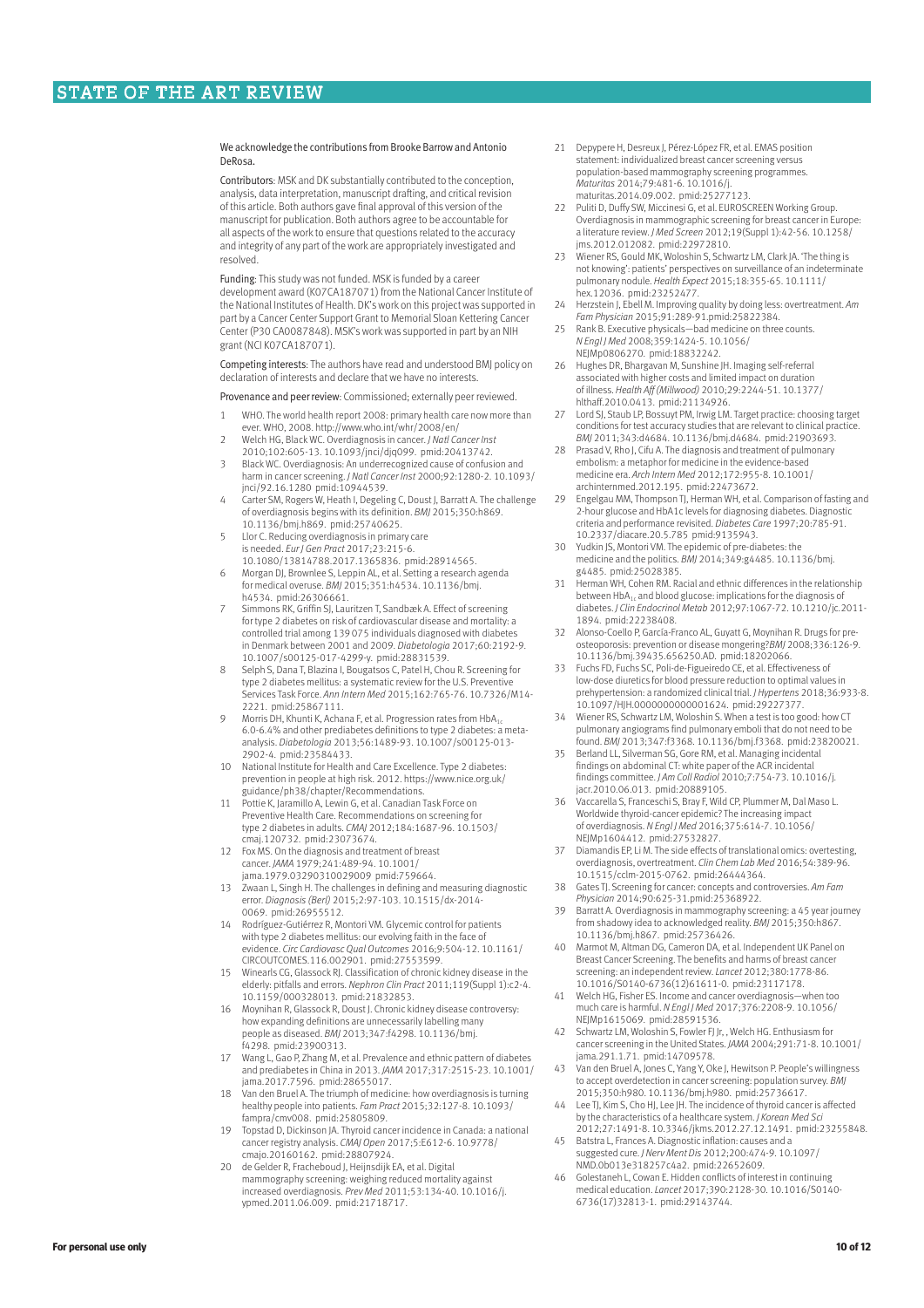We acknowledge the contributions from Brooke Barrow and Antonio DeRosa.

Contributors: MSK and DK substantially contributed to the conception, analysis, data interpretation, manuscript drafting, and critical revision of this article. Both authors gave final approval of this version of the manuscript for publication. Both authors agree to be accountable for all aspects of the work to ensure that questions related to the accuracy and integrity of any part of the work are appropriately investigated and resolved.

Funding: This study was not funded. MSK is funded by a career development award (K07CA187071) from the National Cancer Institute of the National Institutes of Health. DK's work on this project was supported in part by a Cancer Center Support Grant to Memorial Sloan Kettering Cancer Center (P30 CA0087848). MSK's work was supported in part by an NIH grant (NCI K07CA187071).

Competing interests: The authors have read and understood BMJ policy on declaration of interests and declare that we have no interests.

Provenance and peer review: Commissioned; externally peer reviewed.

1. WHO. The world health report 2008: primary health care now more than ever. WHO, 2008. http://www.who.int/whr/2008/en/
2. Welch HG, Black WC. Overdiagnosis in cancer. *J Natl Cancer Inst* 2010;102:605-13. 10.1093/jnci/djq099. pmid:20413742.
3. Black WC. Overdiagnosis: an underrecognized cause of confusion and harm in cancer screening. *J Natl Cancer Inst* 2000;92:1280-2. 10.1093/jnci/92.16.1280 pmid:10944539.
4. Carter SM, Rogers W, Heath I, Degeling C, Doust J, Barratt A. The challenge of overdiagnosis begins with its definition. *BMJ* 2015;350:h869. 10.1136/bmj.h869. pmid:25740625.
5. Llor C. Reducing overdiagnosis in primary care is needed. *Eur J Gen Pract* 2017;23:215-6. 10.1080/13814788.2017.1365836. pmid:28914565.
6. Morgan DJ, Brownlee S, Leppin AL, et al. Setting a research agenda for medical overuse. *BMJ* 2015;351:h4534. 10.1136/bmj.h4534. pmid:26306661.
7. Simmons RK, Griffin SJ, Lauritzen T, Sandbæk A. Effect of screening for type 2 diabetes on risk of cardiovascular disease and mortality: a controlled trial among 139 075 individuals diagnosed with diabetes in Denmark between 2001 and 2009. *Diabetologia* 2017;60:2192-9. 10.1007/s00125-017-4299-y. pmid:28831539.
8. Selph S, Dana T, Blazina I, Bougatsos C, Patel H, Chou R. Screening for type 2 diabetes mellitus: a systematic review for the U.S. Preventive Services Task Force. *Ann Intern Med* 2015;162:765-76. 10.7326/M14-2221. pmid:25867111.
9. Morris DH, Khunti K, Achana F, et al. Progression rates from $HbA_{1c}$ 6.0-6.4% and other prediabetes definitions to type 2 diabetes: a meta-analysis. *Diabetologia* 2013;56:1489-93. 10.1007/s00125-013-2902-4. pmid:23584433.
10. National Institute for Health and Care Excellence. Type 2 diabetes: prevention in people at high risk. 2012. https://www.nice.org.uk/guidance/ph38/chapter/Recommendations.
11. Pottie K, Jaramillo A, Lewin G, et al. Canadian Task Force on Preventive Health Care. Recommendations on screening for type 2 diabetes in adults. *CMAJ* 2012;184:1687-96. 10.1503/cmaj.120732. pmid:23073674.
12. Fox MS. On the diagnosis and treatment of breast cancer. *JAMA* 1979;241:489-94. 10.1001/jama.1979.03290310029009 pmid:759664.
13. Zwaan L, Singh H. The challenges in defining and measuring diagnostic error. *Diagnosis (Berl)* 2015;2:97-103. 10.1515/dx-2014-0069. pmid:26955512.
14. Rodríguez-Gutiérrez R, Montori VM. Glycemic control for patients with type 2 diabetes mellitus: our evolving faith in the face of evidence. *Circ Cardiovasc Qual Outcomes* 2016;9:504-12. 10.1161/CIRCOUTCOMES.116.002901. pmid:27553599.
15. Winearls CG, Glassock RJ. Classification of chronic kidney disease in the elderly: pitfalls and errors. *Nephron Clin Pract* 2011;119(Suppl 1):c2-4. 10.1159/000328013. pmid:21832853.
16. Moynihan R, Glassock R, Doust J. Chronic kidney disease controversy: how expanding definitions are unnecessarily labelling many people as diseased. *BMJ* 2013;347:f4298. 10.1136/bmj.f4298. pmid:23900313.
17. Wang L, Gao P, Zhang M, et al. Prevalence and ethnic pattern of diabetes and prediabetes in China in 2013. *JAMA* 2017;317:2515-23. 10.1001/jama.2017.7596. pmid:28655017.
18. Van den Bruel A. The triumph of medicine: how overdiagnosis is turning healthy people into patients. *Fam Pract* 2015;32:127-8. 10.1093/fampra/cmv008. pmid:25805809.
19. Topstad D, Dickinson JA. Thyroid cancer incidence in Canada: a national cancer registry analysis. *CMAJ Open* 2017;5:E612-6. 10.9778/cmajo.20160162. pmid:28807924.
20. de Gelder R, Fracheboud J, Heijnsdijk EA, et al. Digital mammography screening: weighing reduced mortality against increased overdiagnosis. *Prev Med* 2011;53:134-40. 10.1016/j.ypmed.2011.06.009. pmid:21718717.
21. Depypere H, Desreux J, Pérez-López FR, et al. EMAS position statement: individualized breast cancer screening versus population-based mammography screening programmes. *Maturitas* 2014;79:481-6. 10.1016/j.maturitas.2014.09.002. pmid:25277123.
22. Puliti D, Duffy SW, Miccinesi G, et al. EUROSCREEN Working Group. Overdiagnosis in mammographic screening for breast cancer in Europe: a literature review. *J Med Screen* 2012;19(Suppl 1):42-56. 10.1258/jms.2012.012082. pmid:22972810.
23. Wiener RS, Gould MK, Woloshin S, Schwartz LM, Clark JA. 'The thing is not knowing': patients' perspectives on surveillance of an indeterminate pulmonary nodule. *Health Expect* 2015;18:355-65. 10.1111/hex.12036. pmid:23252477.
24. Herzstein J, Ebell M. Improving quality by doing less: overtreatment. *Am Fam Physician* 2015;91:289-91.pmid:25822384.
25. Rank B. Executive physicals—bad medicine on three counts. *N Engl J Med* 2008;359:1424-5. 10.1056/NEJMp0806270. pmid:18832242.
26. Hughes DR, Bhargavan M, Sunshine JH. Imaging self-referral associated with higher costs and limited impact on duration of illness. *Health Aff (Millwood)* 2010;29:2244-51. 10.1377/hlthaff.2010.0413. pmid:21134926.
27. Lord SJ, Staub LP, Bossuyt PM, Irwig LM. Target practice: choosing target conditions for test accuracy studies that are relevant to clinical practice. *BMJ* 2011;343:d4684. 10.1136/bmj.d4684. pmid:21903693.
28. Prasad V, Rho J, Cifu A. The diagnosis and treatment of pulmonary embolism: a metaphor for medicine in the evidence-based medicine era. *Arch Intern Med* 2012;172:955-8. 10.1001/archinternmed.2012.195. pmid:22473672.
29. Engelgau MM, Thompson TJ, Herman WH, et al. Comparison of fasting and 2-hour glucose and HbA1c levels for diagnosing diabetes. Diagnostic criteria and performance revisited. *Diabetes Care* 1997;20:785-91. 10.2337/diacare.20.5.785 pmid:9135943.
30. Yudkin JS, Montori VM. The epidemic of pre-diabetes: the medicine and the politics. *BMJ* 2014;349:g4485. 10.1136/bmj.g4485. pmid:25028385.
31. Herman WH, Cohen RM. Racial and ethnic differences in the relationship between $HbA_{1c}$ and blood glucose: implications for the diagnosis of diabetes. *J Clin Endocrinol Metab* 2012;97:1067-72. 10.1210/jc.2011-1894. pmid:22238408.
32. Alonso-Coello P, García-Franco AL, Guyatt G, Moynihan R. Drugs for pre-osteoporosis: prevention or disease mongering?*BMJ* 2008;336:126-9. 10.1136/bmj.39435.656250.AD. pmid:18202066.
33. Fuchs FD, Fuchs SC, Poli-de-Figueiredo CE, et al. Effectiveness of low-dose diuretics for blood pressure reduction to optimal values in prehypertension: a randomized clinical trial. *J Hypertens* 2018;36:933-8. 10.1097/HJH.0000000000001624. pmid:29227377.
34. Wiener RS, Schwartz LM, Woloshin S. When a test is too good: how CT pulmonary angiograms find pulmonary emboli that do not need to be found. *BMJ* 2013;347:f3368. 10.1136/bmj.f3368. pmid:23820021.
35. Berland LL, Silverman SG, Gore RM, et al. Managing incidental findings on abdominal CT: white paper of the ACR incidental findings committee. *J Am Coll Radiol* 2010;7:754-73. 10.1016/j.jacr.2010.06.013. pmid:20889105.
36. Vaccarella S, Franceschi S, Bray F, Wild CP, Plummer M, Dal Maso L. Worldwide thyroid-cancer epidemic? The increasing impact of overdiagnosis. *N Engl J Med* 2016;375:614-7. 10.1056/NEJMp1604412. pmid:27532827.
37. Diamandis EP, Li M. The side effects of translational omics: overtesting, overdiagnosis, overtreatment. *Clin Chem Lab Med* 2016;54:389-96. 10.1515/cclm-2015-0762. pmid:26444364.
38. Gates TJ. Screening for cancer: concepts and controversies. *Am Fam Physician* 2014;90:625-31.pmid:25368922.
39. Barratt A. Overdiagnosis in mammography screening: a 45 year journey from shadowy idea to acknowledged reality. *BMJ* 2015;350:h867. 10.1136/bmj.h867. pmid:25736426.
40. Marmot MG, Altman DG, Cameron DA, et al. Independent UK Panel on Breast Cancer Screening. The benefits and harms of breast cancer screening: an independent review. *Lancet* 2012;380:1778-86. 10.1016/S0140-6736(12)61611-0. pmid:23117178.
41. Welch HG, Fisher ES. Income and cancer overdiagnosis—when too much care is harmful. *N Engl J Med* 2017;376:2208-9. 10.1056/NEJMp1615069. pmid:28591536.
42. Schwartz LM, Woloshin S, Fowler FJ Jr, , Welch HG. Enthusiasm for cancer screening in the United States. *JAMA* 2004;291:71-8. 10.1001/jama.291.1.71. pmid:14709578.
43. Van den Bruel A, Jones C, Yang Y, Oke J, Hewitson P. People's willingness to accept overdetection in cancer screening: population survey. *BMJ* 2015;350:h980. 10.1136/bmj.h980. pmid:25736617.
44. Lee TJ, Kim S, Cho HJ, Lee JH. The incidence of thyroid cancer is affected by the characteristics of a healthcare system. *J Korean Med Sci* 2012;27:1491-8. 10.3346/jkms.2012.27.12.1491. pmid:23255848.
45. Batstra L, Frances A. Diagnostic inflation: causes and a suggested cure. *J Nerv Ment Dis* 2012;200:474-9. 10.1097/NMD.0b013e318257c4a2. pmid:22652609.
46. Golestaneh L, Cowan E. Hidden conflicts of interest in continuing medical education. *Lancet* 2017;390:2128-30. 10.1016/S0140-6736(17)32813-1. pmid:29143744.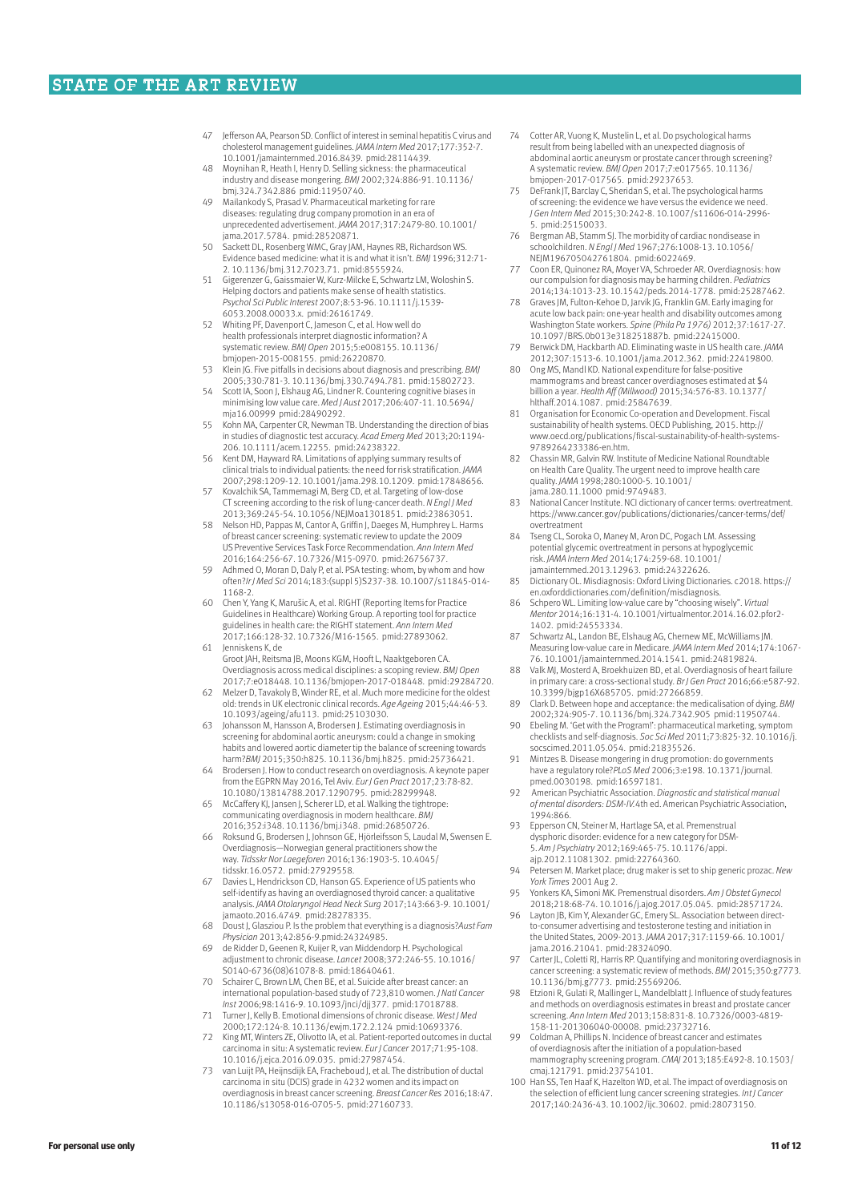47 Jefferson AA, Pearson SD. Conflict of interest in seminal hepatitis C virus and cholesterol management guidelines. *JAMA Intern Med* 2017;177:352-7. 10.1001/jamainternmed.2016.8439. pmid:28114439.

48 Moynihan R, Heath I, Henry D. Selling sickness: the pharmaceutical industry and disease mongering. *BMJ* 2002;324:886-91. 10.1136/bmj.324.7342.886 pmid:11950740.

49 Mailankody S, Prasad V. Pharmaceutical marketing for rare diseases: regulating drug company promotion in an era of unprecedented advertisement. *JAMA* 2017;317:2479-80. 10.1001/jama.2017.5784. pmid:28520871.

50 Sackett DL, Rosenberg WMC, Gray JAM, Haynes RB, Richardson WS. Evidence based medicine: what it is and what it isn't. *BMJ* 1996;312:71-2. 10.1136/bmj.312.7023.71. pmid:8555924.

51 Gigerenzer G, Gaissmaier W, Kurz-Milcke E, Schwartz LM, Woloshin S. Helping doctors and patients make sense of health statistics. *Psychol Sci Public Interest* 2007;8:53-96. 10.1111/j.1539-6053.2008.00033.x. pmid:26161749.

52 Whiting PF, Davenport C, Jameson C, et al. How well do health professionals interpret diagnostic information? A systematic review. *BMJ Open* 2015;5:e008155. 10.1136/bmjopen-2015-008155. pmid:26220870.

53 Klein JG. Five pitfalls in decisions about diagnosis and prescribing. *BMJ* 2005;330:781-3. 10.1136/bmj.330.7494.781. pmid:15802723.

54 Scott IA, Soon J, Elshaug AG, Lindner R. Countering cognitive biases in minimising low value care. *Med J Aust* 2017;206:407-11. 10.5694/mja16.00999 pmid:28490292.

55 Kohn MA, Carpenter CR, Newman TB. Understanding the direction of bias in studies of diagnostic test accuracy. *Acad Emerg Med* 2013;20:1194-206. 10.1111/acem.12255. pmid:24238322.

56 Kent DM, Hayward RA. Limitations of applying summary results of clinical trials to individual patients: the need for risk stratification. *JAMA* 2007;298:1209-12. 10.1001/jama.298.10.1209. pmid:17848656.

57 Kovalchik SA, Tammemagi M, Berg CD, et al. Targeting of low-dose CT screening according to the risk of lung-cancer death. *N Engl J Med* 2013;369:245-54. 10.1056/NEJMoa1301851. pmid:23863051.

58 Nelson HD, Pappas M, Cantor A, Griffin J, Daeges M, Humphrey L. Harms of breast cancer screening: systematic review to update the 2009 US Preventive Services Task Force Recommendation. *Ann Intern Med* 2016;164:256-67. 10.7326/M15-0970. pmid:26756737.

59 Adhmed O, Moran D, Daly P, et al. PSA testing: whom, by whom and how often?*Ir J Med Sci* 2014;183:(suppl 5)S237-38. 10.1007/s11845-014-1168-2.

60 Chen Y, Yang K, Marušic A, et al. RIGHT (Reporting Items for Practice Guidelines in Healthcare) Working Group. A reporting tool for practice guidelines in health care: the RIGHT statement. *Ann Intern Med* 2017;166:128-32. 10.7326/M16-1565. pmid:27893062.

61 Jenniskens K, de Groot JAH, Reitsma JB, Moons KGM, Hooft L, Naaktgeboren CA. Overdiagnosis across medical disciplines: a scoping review. *BMJ Open* 2017;7:e018448. 10.1136/bmjopen-2017-018448. pmid:29284720.

62 Melzer D, Tavakoly B, Winder RE, et al. Much more medicine for the oldest old: trends in UK electronic clinical records. *Age Ageing* 2015;44:46-53. 10.1093/ageing/afu113. pmid:25103030.

63 Johansson M, Hansson A, Brodersen J. Estimating overdiagnosis in screening for abdominal aortic aneurysm: could a change in smoking habits and lowered aortic diameter tip the balance of screening towards harm?*BMJ* 2015;350:h825. 10.1136/bmj.h825. pmid:25736421.

64 Brodersen J. How to conduct research on overdiagnosis. A keynote paper from the EGPRN May 2016, Tel Aviv. *Eur J Gen Pract* 2017;23:78-82. 10.1080/13814788.2017.1290795. pmid:28299948.

65 McCaffery KJ, Jansen J, Scherer LD, et al. Walking the tightrope: communicating overdiagnosis in modern healthcare. *BMJ* 2016;352:i348. 10.1136/bmj.i348. pmid:26850726.

66 Roksund G, Brodersen J, Johnson GE, Hjörleifsson S, Laudal M, Swensen E. Overdiagnosis—Norwegian general practitioners show the way. *Tidsskr Nor Laegeforen* 2016;136:1903-5. 10.4045/tidsskr.16.0572. pmid:27929558.

67 Davies L, Hendrickson CD, Hanson GS. Experience of US patients who self-identify as having an overdiagnosed thyroid cancer: a qualitative analysis. *JAMA Otolaryngol Head Neck Surg* 2017;143:663-9. 10.1001/jamaoto.2016.4749. pmid:28278335.

68 Doust J, Glasziou P. Is the problem that everything is a diagnosis?*Aust Fam Physician* 2013;42:856-9.pmid:24324985.

69 de Ridder D, Geenen R, Kuijer R, van Middendorp H. Psychological adjustment to chronic disease. *Lancet* 2008;372:246-55. 10.1016/S0140-6736(08)61078-8. pmid:18640461.

70 Schairer C, Brown LM, Chen BE, et al. Suicide after breast cancer: an international population-based study of 723,810 women. *J Natl Cancer Inst* 2006;98:1416-9. 10.1093/jnci/djj377. pmid:17018788.

71 Turner J, Kelly B. Emotional dimensions of chronic disease. *West J Med* 2000;172:124-8. 10.1136/ewjm.172.2.124 pmid:10693376.

72 King MT, Winters ZE, Olivotto IA, et al. Patient-reported outcomes in ductal carcinoma in situ: A systematic review. *Eur J Cancer* 2017;71:95-108. 10.1016/j.ejca.2016.09.035. pmid:27987454.

73 van Luijt PA, Heijnsdijk EA, Fracheboud J, et al. The distribution of ductal carcinoma in situ (DCIS) grade in 4232 women and its impact on overdiagnosis in breast cancer screening. *Breast Cancer Res* 2016;18:47. 10.1186/s13058-016-0705-5. pmid:27160733.

74 Cotter AR, Vuong K, Mustelin L, et al. Do psychological harms result from being labelled with an unexpected diagnosis of abdominal aortic aneurysm or prostate cancer through screening? A systematic review. *BMJ Open* 2017;7:e017565. 10.1136/bmjopen-2017-017565. pmid:29237653.

75 DeFrank JT, Barclay C, Sheridan S, et al. The psychological harms of screening: the evidence we have versus the evidence we need. *J Gen Intern Med* 2015;30:242-8. 10.1007/s11606-014-2996-5. pmid:25150033.

76 Bergman AB, Stamm SJ. The morbidity of cardiac nondisease in schoolchildren. *N Engl J Med* 1967;276:1008-13. 10.1056/NEJM196705042761804. pmid:6022469.

77 Coon ER, Quinonez RA, Moyer VA, Schroeder AR. Overdiagnosis: how our compulsion for diagnosis may be harming children. *Pediatrics* 2014;134:1013-23. 10.1542/peds.2014-1778. pmid:25287462.

78 Graves JM, Fulton-Kehoe D, Jarvik JG, Franklin GM. Early imaging for acute low back pain: one-year health and disability outcomes among Washington State workers. *Spine (Phila Pa 1976)* 2012;37:1617-27. 10.1097/BRS.0b013e318251887b. pmid:22415000.

79 Berwick DM, Hackbarth AD. Eliminating waste in US health care. *JAMA* 2012;307:1513-6. 10.1001/jama.2012.362. pmid:22419800.

80 Ong MS, Mandl KD. National expenditure for false-positive mammograms and breast cancer overdiagnoses estimated at $4 billion a year. *Health Aff (Millwood)* 2015;34:576-83. 10.1377/hlthaff.2014.1087. pmid:25847639.

81 Organisation for Economic Co-operation and Development. Fiscal sustainability of health systems. OECD Publishing, 2015. http://www.oecd.org/publications/fiscal-sustainability-of-health-systems-9789264233386-en.htm.

82 Chassin MR, Galvin RW. Institute of Medicine National Roundtable on Health Care Quality. The urgent need to improve health care quality. *JAMA* 1998;280:1000-5. 10.1001/jama.280.11.1000 pmid:9749483.

83 National Cancer Institute. NCI dictionary of cancer terms: overtreatment. https://www.cancer.gov/publications/dictionaries/cancer-terms/def/overtreatment

84 Tseng CL, Soroka O, Maney M, Aron DC, Pogach LM. Assessing potential glycemic overtreatment in persons at hypoglycemic risk. *JAMA Intern Med* 2014;174:259-68. 10.1001/jamainternmed.2013.12963. pmid:24322626.

85 Dictionary OL. Misdiagnosis: Oxford Living Dictionaries. c2018. https://en.oxforddictionaries.com/definition/misdiagnosis.

86 Schpero WL. Limiting low-value care by "choosing wisely". *Virtual Mentor* 2014;16:131-4. 10.1001/virtualmentor.2014.16.02.pfor2-1402. pmid:24553334.

87 Schwartz AL, Landon BE, Elshaug AG, Chernew ME, McWilliams JM. Measuring low-value care in Medicare. *JAMA Intern Med* 2014;174:1067-76. 10.1001/jamainternmed.2014.1541. pmid:24819824.

88 Valk MJ, Mosterd A, Broekhuizen BD, et al. Overdiagnosis of heart failure in primary care: a cross-sectional study. *Br J Gen Pract* 2016;66:e587-92. 10.3399/bjgp16X685705. pmid:27266859.

89 Clark D. Between hope and acceptance: the medicalisation of dying. *BMJ* 2002;324:905-7. 10.1136/bmj.324.7342.905 pmid:11950744.

90 Ebeling M. 'Get with the Program!': pharmaceutical marketing, symptom checklists and self-diagnosis. *Soc Sci Med* 2011;73:825-32. 10.1016/j.socscimed.2011.05.054. pmid:21835526.

91 Mintzes B. Disease mongering in drug promotion: do governments have a regulatory role?*PLoS Med* 2006;3:e198. 10.1371/journal.pmed.0030198. pmid:16597181.

92 American Psychiatric Association. *Diagnostic and statistical manual of mental disorders: DSM-IV.*4th ed. American Psychiatric Association, 1994:866.

93 Epperson CN, Steiner M, Hartlage SA, et al. Premenstrual dysphoric disorder: evidence for a new category for DSM-5. *Am J Psychiatry* 2012;169:465-75. 10.1176/appi.ajp.2012.11081302. pmid:22764360.

94 Petersen M. Market place; drug maker is set to ship generic prozac. *New York Times* 2001 Aug 2.

95 Yonkers KA, Simoni MK. Premenstrual disorders. *Am J Obstet Gynecol* 2018;218:68-74. 10.1016/j.ajog.2017.05.045. pmid:28571724.

96 Layton JB, Kim Y, Alexander GC, Emery SL. Association between direct-to-consumer advertising and testosterone testing and initiation in the United States, 2009-2013. *JAMA* 2017;317:1159-66. 10.1001/jama.2016.21041. pmid:28324090.

97 Carter JL, Coletti RJ, Harris RP. Quantifying and monitoring overdiagnosis in cancer screening: a systematic review of methods. *BMJ* 2015;350:g7773. 10.1136/bmj.g7773. pmid:25569206.

98 Etzioni R, Gulati R, Mallinger L, Mandelblatt J. Influence of study features and methods on overdiagnosis estimates in breast and prostate cancer screening. *Ann Intern Med* 2013;158:831-8. 10.7326/0003-4819-158-11-201306040-00008. pmid:23732716.

99 Coldman A, Phillips N. Incidence of breast cancer and estimates of overdiagnosis after the initiation of a population-based mammography screening program. *CMAJ* 2013;185:E492-8. 10.1503/cmaj.121791. pmid:23754101.

100 Han SS, Ten Haaf K, Hazelton WD, et al. The impact of overdiagnosis on the selection of efficient lung cancer screening strategies. *Int J Cancer* 2017;140:2436-43. 10.1002/ijc.30602. pmid:28073150.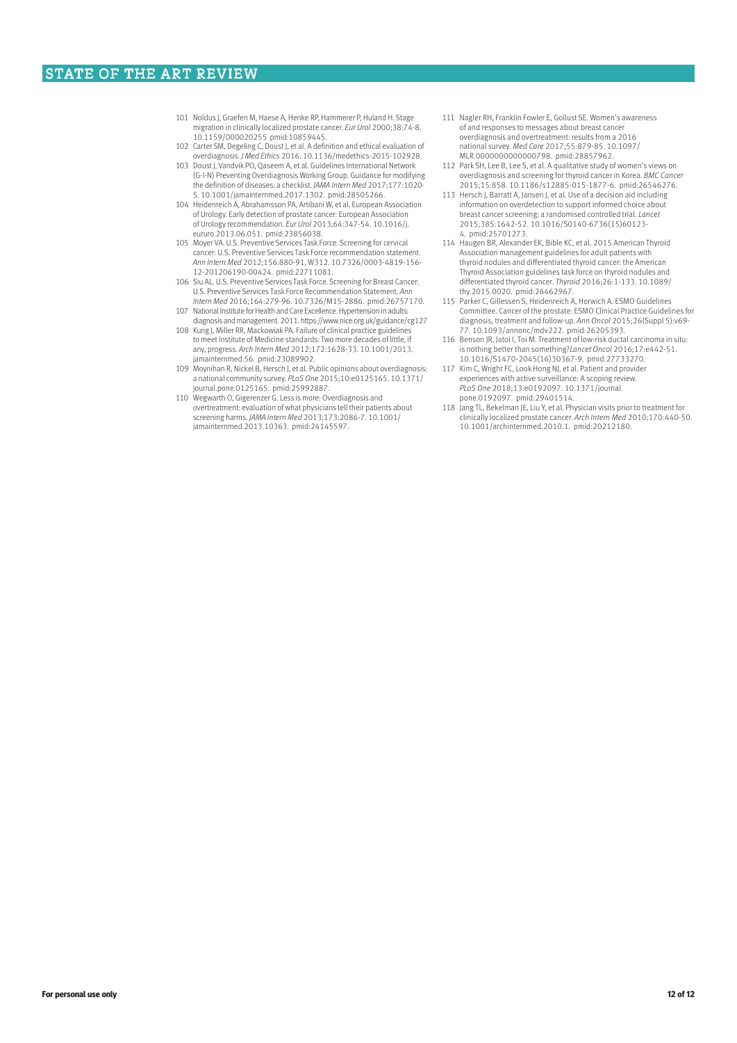101 Noldus J, Graefen M, Haese A, Henke RP, Hammerer P, Huland H. Stage migration in clinically localized prostate cancer. *Eur Urol* 2000;38:74-8. 10.1159/000020255 pmid:10859445.

102 Carter SM, Degeling C, Doust J, et al. A definition and ethical evaluation of overdiagnosis. *J Med Ethics* 2016. 10.1136/medethics-2015-102928.

103 Doust J, Vandvik PO, Qaseem A, et al. Guidelines International Network (G-I-N) Preventing Overdiagnosis Working Group. Guidance for modifying the definition of diseases: a checklist. *JAMA Intern Med* 2017;177:1020-5. 10.1001/jamainternmed.2017.1302. pmid:28505266.

104 Heidenreich A, Abrahamsson PA, Artibani W, et al. European Association of Urology. Early detection of prostate cancer: European Association of Urology recommendation. *Eur Urol* 2013;64:347-54. 10.1016/j.eururo.2013.06.051. pmid:23856038.

105 Moyer VA. U.S. Preventive Services Task Force. Screening for cervical cancer: U.S. Preventive Services Task Force recommendation statement. *Ann Intern Med* 2012;156:880-91, W312. 10.7326/0003-4819-156-12-201206190-00424. pmid:22711081.

106 Siu AL. U.S. Preventive Services Task Force. Screening for Breast Cancer: U.S. Preventive Services Task Force Recommendation Statement. *Ann Intern Med* 2016;164:279-96. 10.7326/M15-2886. pmid:26757170.

107 National Institute for Health and Care Excellence. Hypertension in adults: diagnosis and management. 2011. https://www.nice.org.uk/guidance/cg127

108 Kung J, Miller RR, Mackowiak PA. Failure of clinical practice guidelines to meet Institute of Medicine standards: Two more decades of little, if any, progress. *Arch Intern Med* 2012;172:1628-33. 10.1001/2013.jamainternmed.56. pmid:23089902.

109 Moynihan R, Nickel B, Hersch J, et al. Public opinions about overdiagnosis: a national community survey. *PLoS One* 2015;10:e0125165. 10.1371/journal.pone.0125165. pmid:25992887.

110 Wegwarth O, Gigerenzer G. Less is more: Overdiagnosis and overtreatment: evaluation of what physicians tell their patients about screening harms. *JAMA Intern Med* 2013;173:2086-7. 10.1001/jamainternmed.2013.10363. pmid:24145597.

111 Nagler RH, Franklin Fowler E, Gollust SE. Women's awareness of and responses to messages about breast cancer overdiagnosis and overtreatment: results from a 2016 national survey. *Med Care* 2017;55:879-85. 10.1097/MLR.0000000000000798. pmid:28857962.

112 Park SH, Lee B, Lee S, et al. A qualitative study of women's views on overdiagnosis and screening for thyroid cancer in Korea. *BMC Cancer* 2015;15:858. 10.1186/s12885-015-1877-6. pmid:26546276.

113 Hersch J, Barratt A, Jansen J, et al. Use of a decision aid including information on overdetection to support informed choice about breast cancer screening: a randomised controlled trial. *Lancet* 2015;385:1642-52. 10.1016/S0140-6736(15)60123-4. pmid:25701273.

114 Haugen BR, Alexander EK, Bible KC, et al. 2015 American Thyroid Association management guidelines for adult patients with thyroid nodules and differentiated thyroid cancer: the American Thyroid Association guidelines task force on thyroid nodules and differentiated thyroid cancer. *Thyroid* 2016;26:1-133. 10.1089/thy.2015.0020. pmid:26462967.

115 Parker C, Gillessen S, Heidenreich A, Horwich A. ESMO Guidelines Committee. Cancer of the prostate: ESMO Clinical Practice Guidelines for diagnosis, treatment and follow-up. *Ann Oncol* 2015;26(Suppl 5):v69-77. 10.1093/annonc/mdv222. pmid:26205393.

116 Benson JR, Jatoi I, Toi M. Treatment of low-risk ductal carcinoma in situ: is nothing better than something?*Lancet Oncol* 2016;17:e442-51. 10.1016/S1470-2045(16)30367-9. pmid:27733270.

117 Kim C, Wright FC, Look Hong NJ, et al. Patient and provider experiences with active surveillance: A scoping review. *PLoS One* 2018;13:e0192097. 10.1371/journal.pone.0192097. pmid:29401514.

118 Jang TL, Bekelman JE, Liu Y, et al. Physician visits prior to treatment for clinically localized prostate cancer. *Arch Intern Med* 2010;170:440-50. 10.1001/archinternmed.2010.1. pmid:20212180.